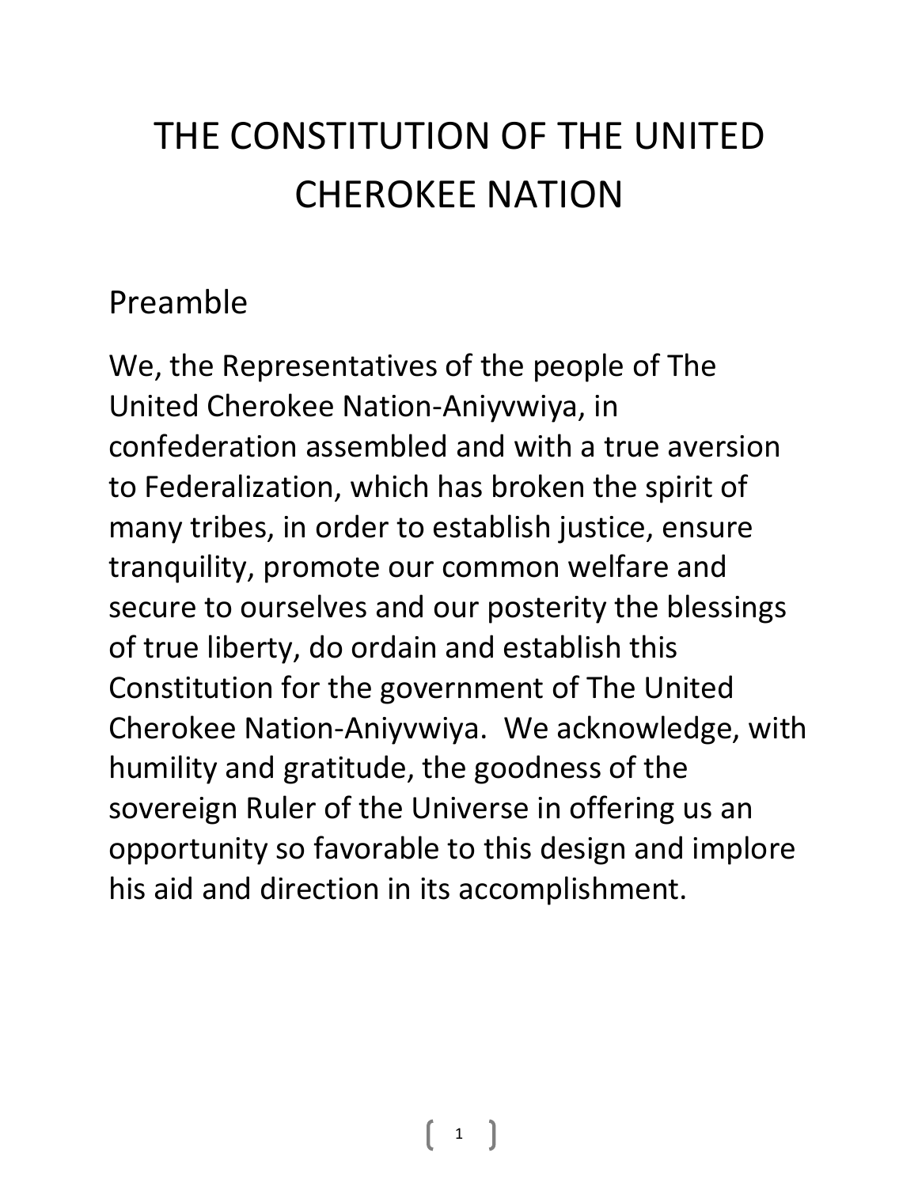# THE CONSTITUTION OF THE UNITED CHEROKEE NATION

## Preamble

We, the Representatives of the people of The United Cherokee Nation-Aniyvwiya, in confederation assembled and with a true aversion to Federalization, which has broken the spirit of many tribes, in order to establish justice, ensure tranquility, promote our common welfare and secure to ourselves and our posterity the blessings of true liberty, do ordain and establish this Constitution for the government of The United Cherokee Nation-Aniyvwiya. We acknowledge, with humility and gratitude, the goodness of the sovereign Ruler of the Universe in offering us an opportunity so favorable to this design and implore his aid and direction in its accomplishment.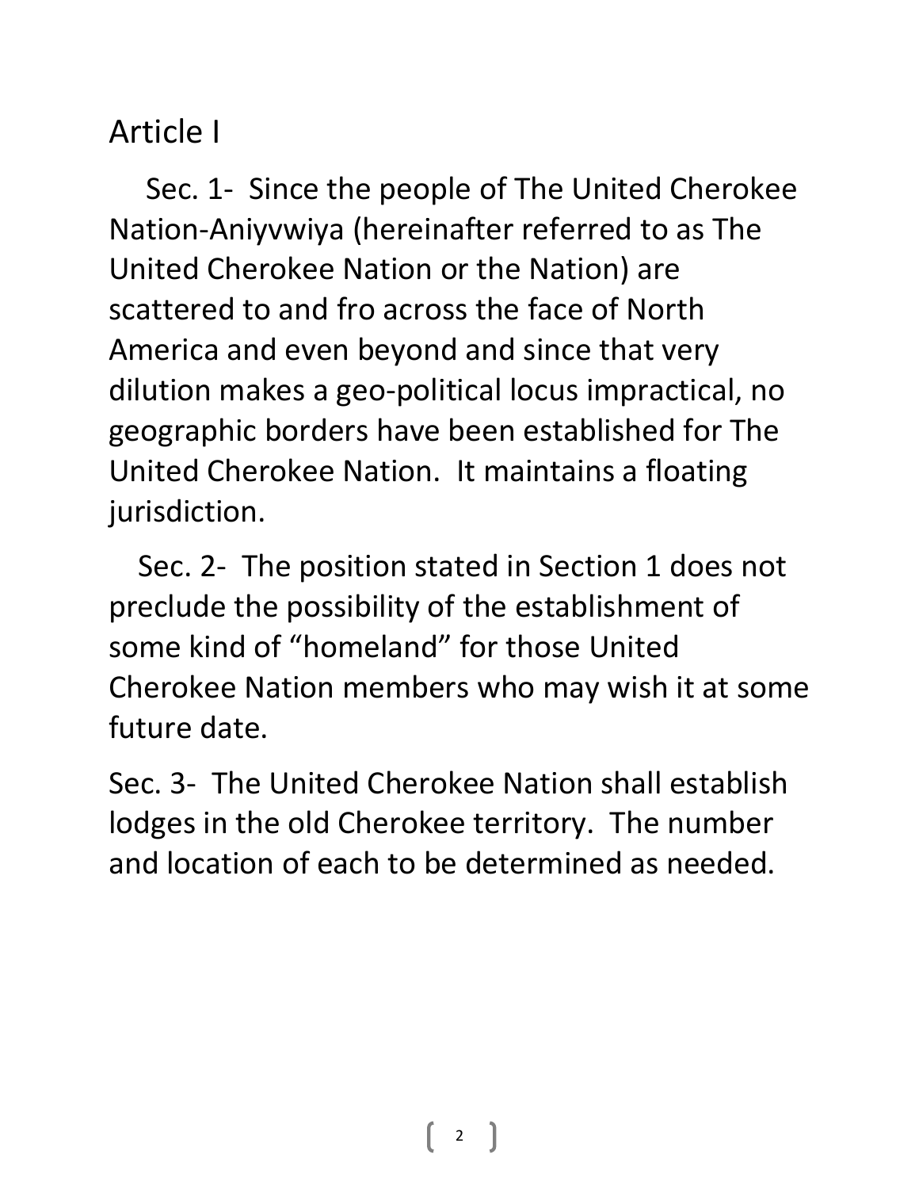# Article I

Sec. 1- Since the people of The United Cherokee Nation-Aniyvwiya (hereinafter referred to as The United Cherokee Nation or the Nation) are scattered to and fro across the face of North America and even beyond and since that very dilution makes a geo-political locus impractical, no geographic borders have been established for The United Cherokee Nation. It maintains a floating jurisdiction.

Sec. 2- The position stated in Section 1 does not preclude the possibility of the establishment of some kind of "homeland" for those United Cherokee Nation members who may wish it at some future date.

Sec. 3- The United Cherokee Nation shall establish lodges in the old Cherokee territory. The number and location of each to be determined as needed.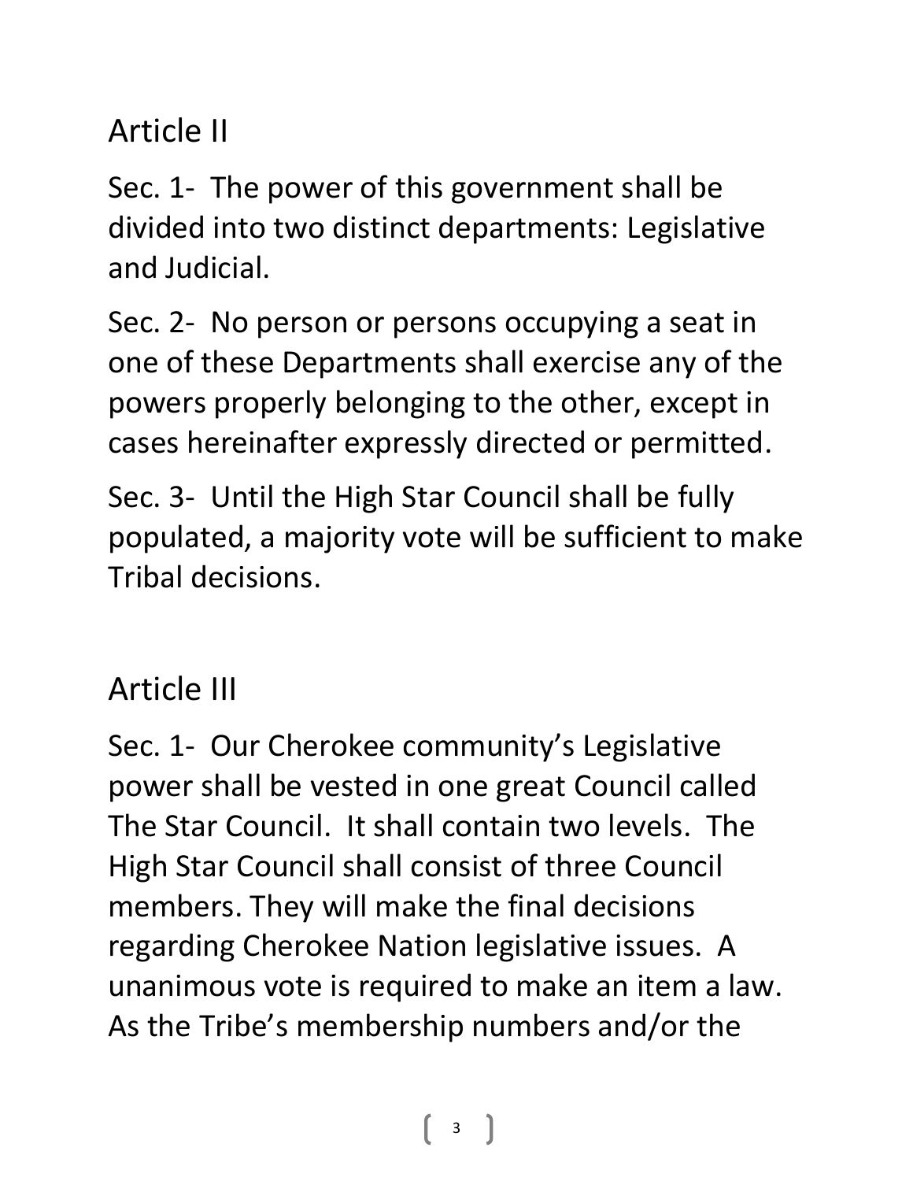## Article II

Sec. 1- The power of this government shall be divided into two distinct departments: Legislative and Judicial.

Sec. 2- No person or persons occupying a seat in one of these Departments shall exercise any of the powers properly belonging to the other, except in cases hereinafter expressly directed or permitted.

Sec. 3- Until the High Star Council shall be fully populated, a majority vote will be sufficient to make Tribal decisions.

## Article III

Sec. 1- Our Cherokee community's Legislative power shall be vested in one great Council called The Star Council. It shall contain two levels. The High Star Council shall consist of three Council members. They will make the final decisions regarding Cherokee Nation legislative issues. A unanimous vote is required to make an item a law. As the Tribe's membership numbers and/or the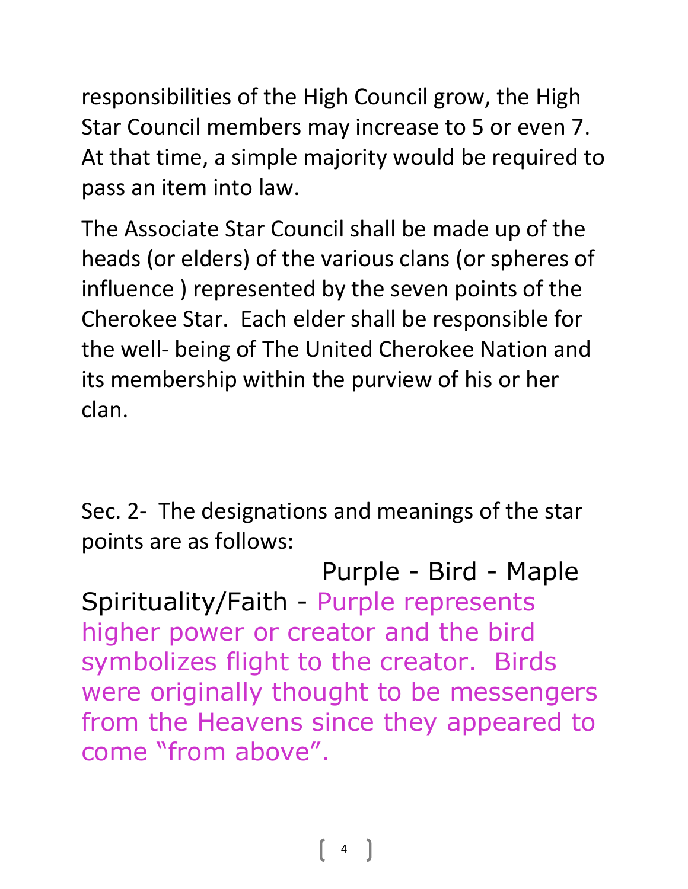responsibilities of the High Council grow, the High Star Council members may increase to 5 or even 7. At that time, a simple majority would be required to pass an item into law.

The Associate Star Council shall be made up of the heads (or elders) of the various clans (or spheres of influence ) represented by the seven points of the Cherokee Star. Each elder shall be responsible for the well- being of The United Cherokee Nation and its membership within the purview of his or her clan.

Sec. 2- The designations and meanings of the star points are as follows:

Purple - Bird - Maple

Spirituality/Faith - Purple represents higher power or creator and the bird symbolizes flight to the creator. Birds were originally thought to be messengers from the Heavens since they appeared to come "from above".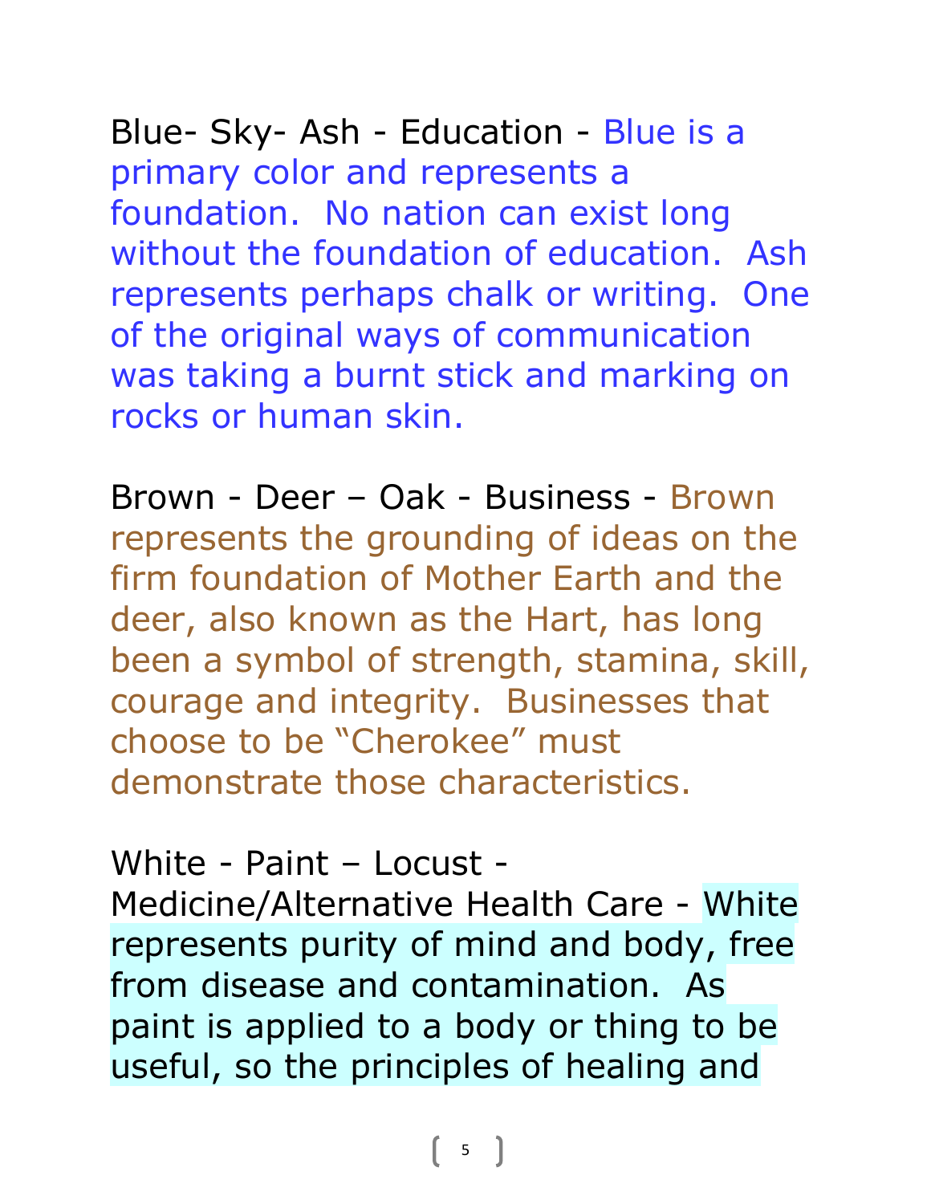Blue- Sky- Ash - Education - Blue is a primary color and represents a foundation. No nation can exist long without the foundation of education. Ash represents perhaps chalk or writing. One of the original ways of communication was taking a burnt stick and marking on rocks or human skin.

Brown - Deer – Oak - Business - Brown represents the grounding of ideas on the firm foundation of Mother Earth and the deer, also known as the Hart, has long been a symbol of strength, stamina, skill, courage and integrity. Businesses that choose to be "Cherokee" must demonstrate those characteristics.

White - Paint – Locust - Medicine/Alternative Health Care - White represents purity of mind and body, free from disease and contamination. As paint is applied to a body or thing to be useful, so the principles of healing and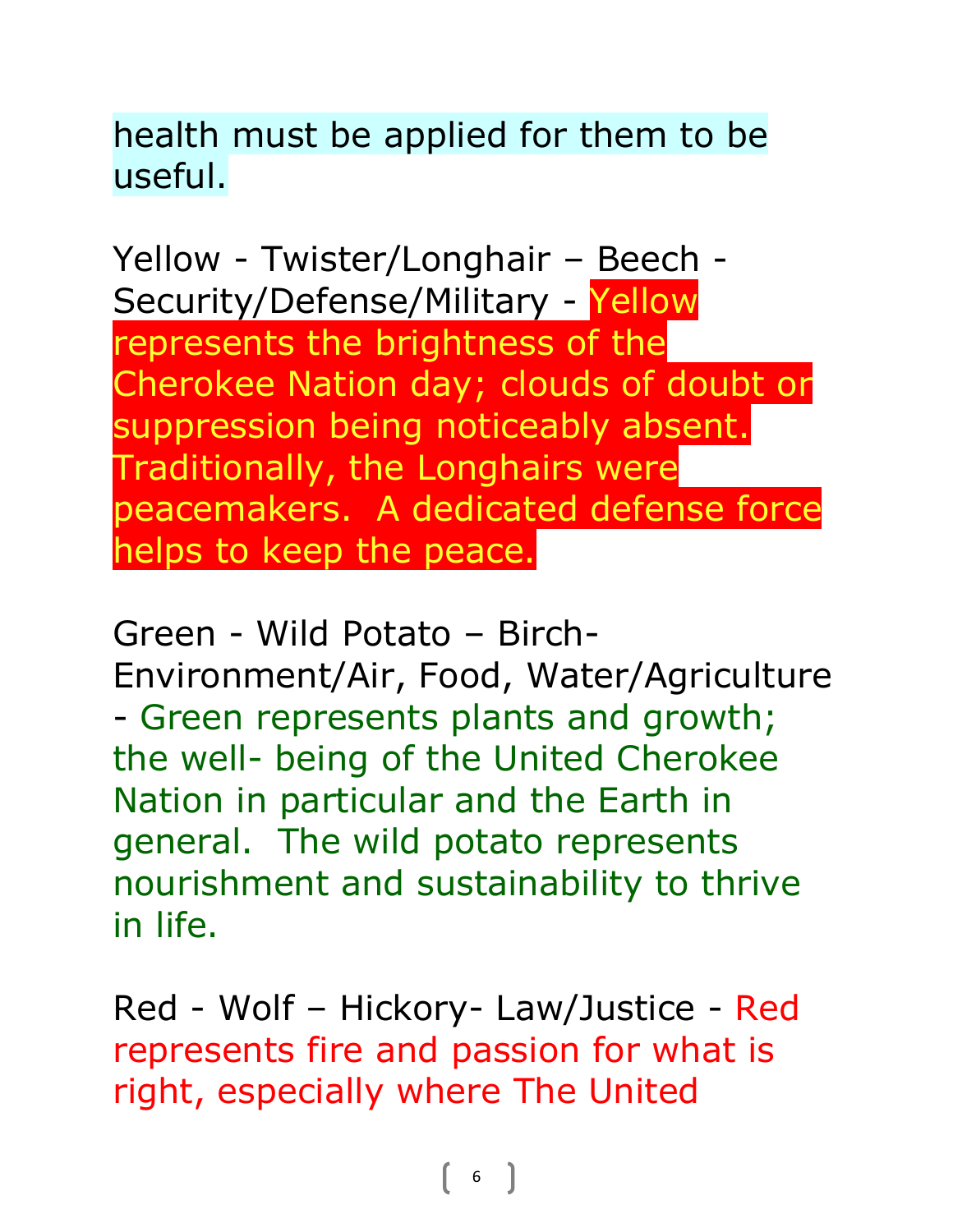health must be applied for them to be useful.

Yellow - Twister/Longhair – Beech - Security/Defense/Military - Yellow represents the brightness of the Cherokee Nation day; clouds of doubt or suppression being noticeably absent. Traditionally, the Longhairs were peacemakers. A dedicated defense force helps to keep the peace.

Green - Wild Potato – Birch- Environment/Air, Food, Water/Agriculture - Green represents plants and growth; the well- being of the United Cherokee Nation in particular and the Earth in general. The wild potato represents nourishment and sustainability to thrive in life.

Red - Wolf – Hickory- Law/Justice - Red represents fire and passion for what is right, especially where The United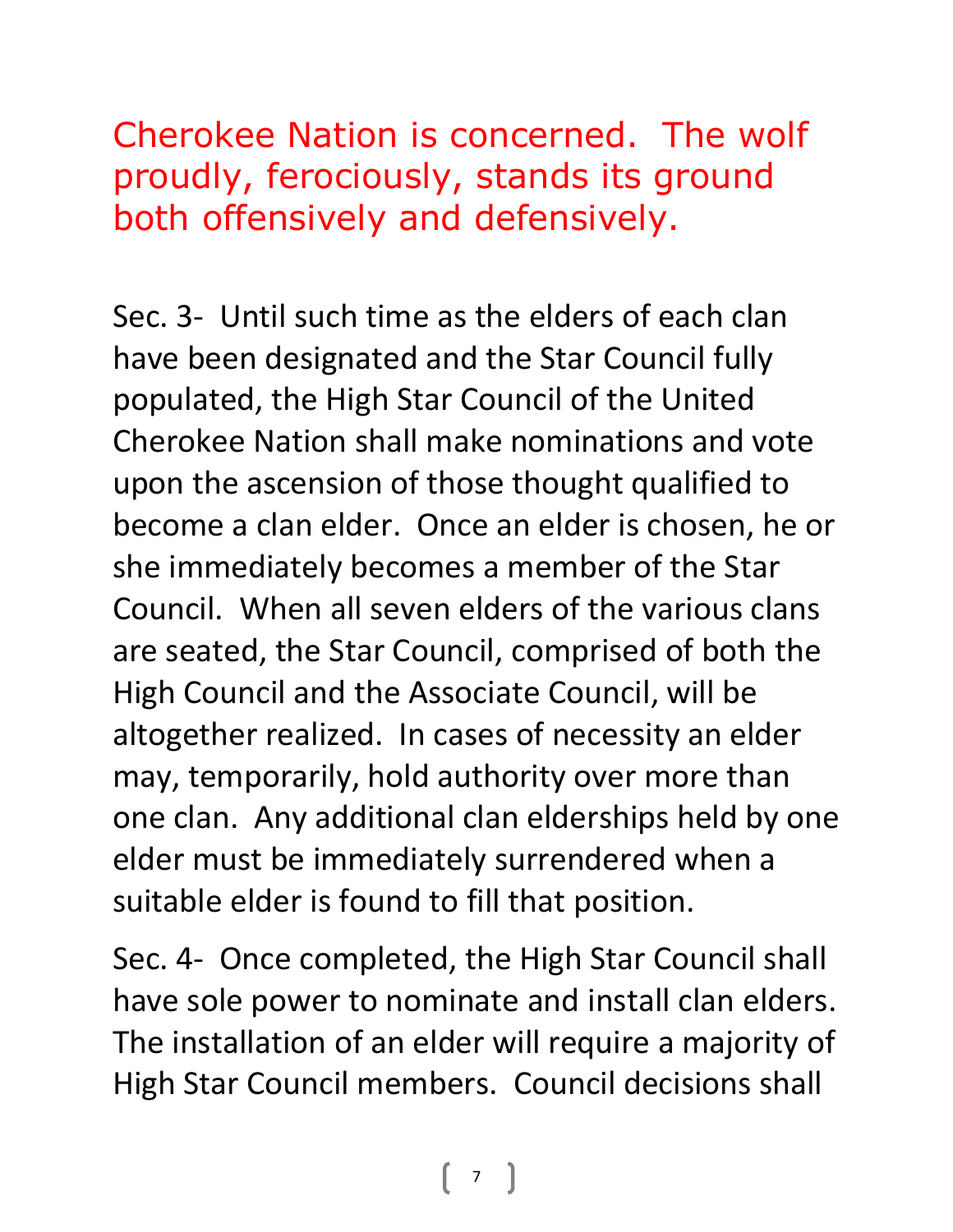Cherokee Nation is concerned. The wolf proudly, ferociously, stands its ground both offensively and defensively.

Sec. 3- Until such time as the elders of each clan have been designated and the Star Council fully populated, the High Star Council of the United Cherokee Nation shall make nominations and vote upon the ascension of those thought qualified to become a clan elder. Once an elder is chosen, he or she immediately becomes a member of the Star Council. When all seven elders of the various clans are seated, the Star Council, comprised of both the High Council and the Associate Council, will be altogether realized. In cases of necessity an elder may, temporarily, hold authority over more than one clan. Any additional clan elderships held by one elder must be immediately surrendered when a suitable elder is found to fill that position.

Sec. 4- Once completed, the High Star Council shall have sole power to nominate and install clan elders. The installation of an elder will require a majority of High Star Council members. Council decisions shall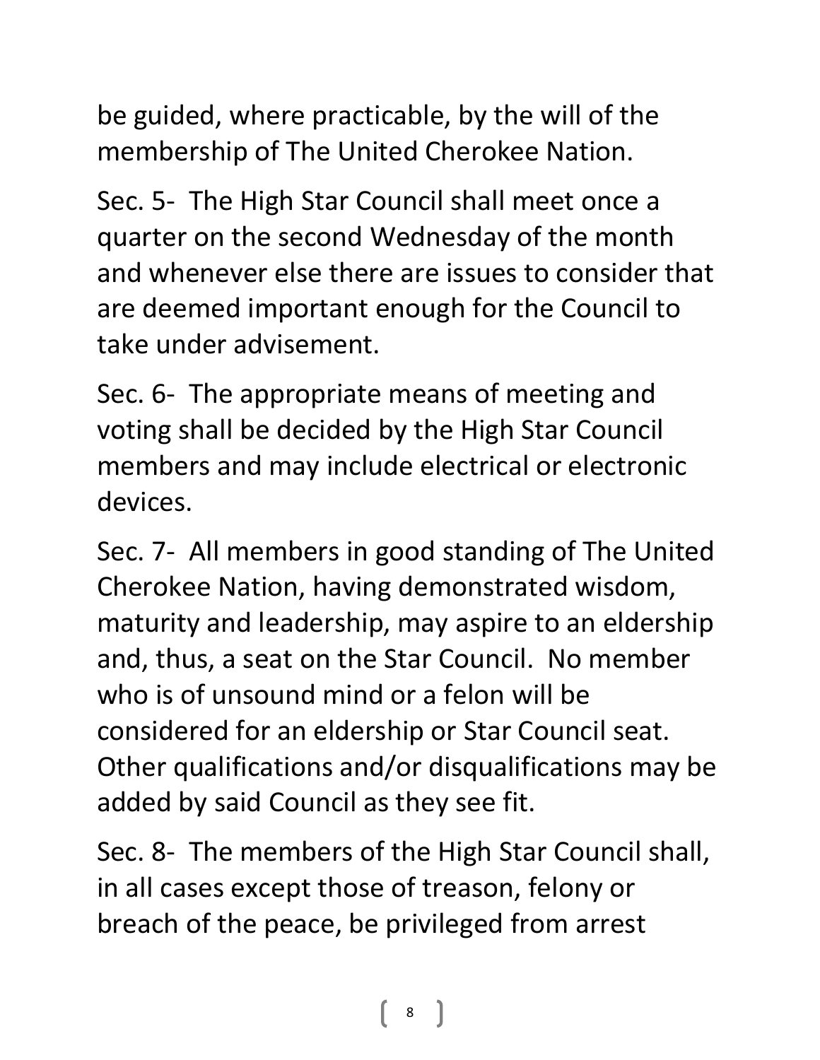be guided, where practicable, by the will of the membership of The United Cherokee Nation.

Sec. 5- The High Star Council shall meet once a quarter on the second Wednesday of the month and whenever else there are issues to consider that are deemed important enough for the Council to take under advisement.

Sec. 6- The appropriate means of meeting and voting shall be decided by the High Star Council members and may include electrical or electronic devices.

Sec. 7- All members in good standing of The United Cherokee Nation, having demonstrated wisdom, maturity and leadership, may aspire to an eldership and, thus, a seat on the Star Council. No member who is of unsound mind or a felon will be considered for an eldership or Star Council seat. Other qualifications and/or disqualifications may be added by said Council as they see fit.

Sec. 8- The members of the High Star Council shall, in all cases except those of treason, felony or breach of the peace, be privileged from arrest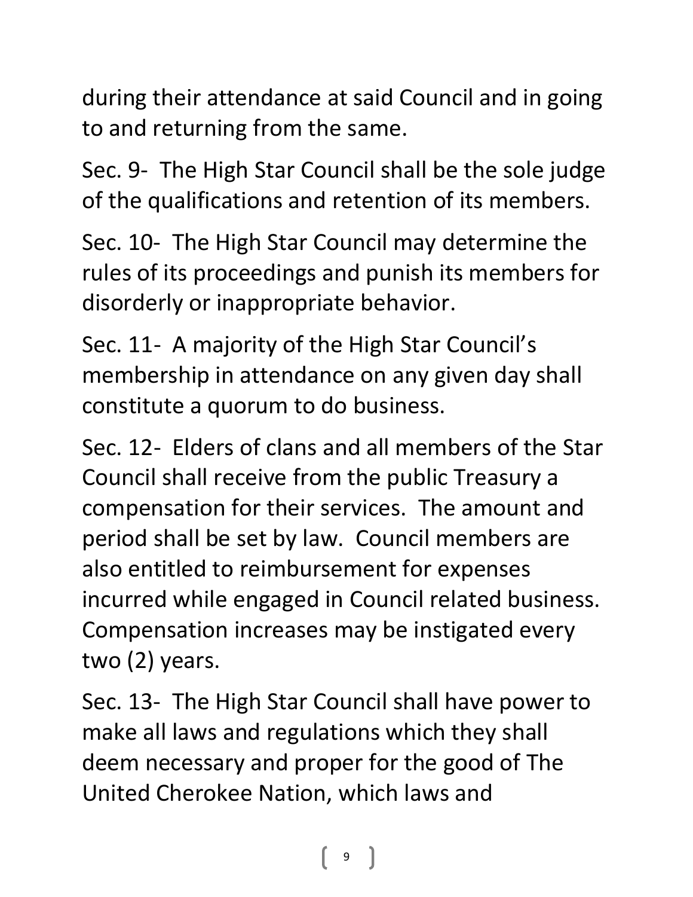during their attendance at said Council and in going to and returning from the same.

Sec. 9- The High Star Council shall be the sole judge of the qualifications and retention of its members.

Sec. 10- The High Star Council may determine the rules of its proceedings and punish its members for disorderly or inappropriate behavior.

Sec. 11- A majority of the High Star Council's membership in attendance on any given day shall constitute a quorum to do business.

Sec. 12- Elders of clans and all members of the Star Council shall receive from the public Treasury a compensation for their services. The amount and period shall be set by law. Council members are also entitled to reimbursement for expenses incurred while engaged in Council related business. Compensation increases may be instigated every two (2) years.

Sec. 13- The High Star Council shall have power to make all laws and regulations which they shall deem necessary and proper for the good of The United Cherokee Nation, which laws and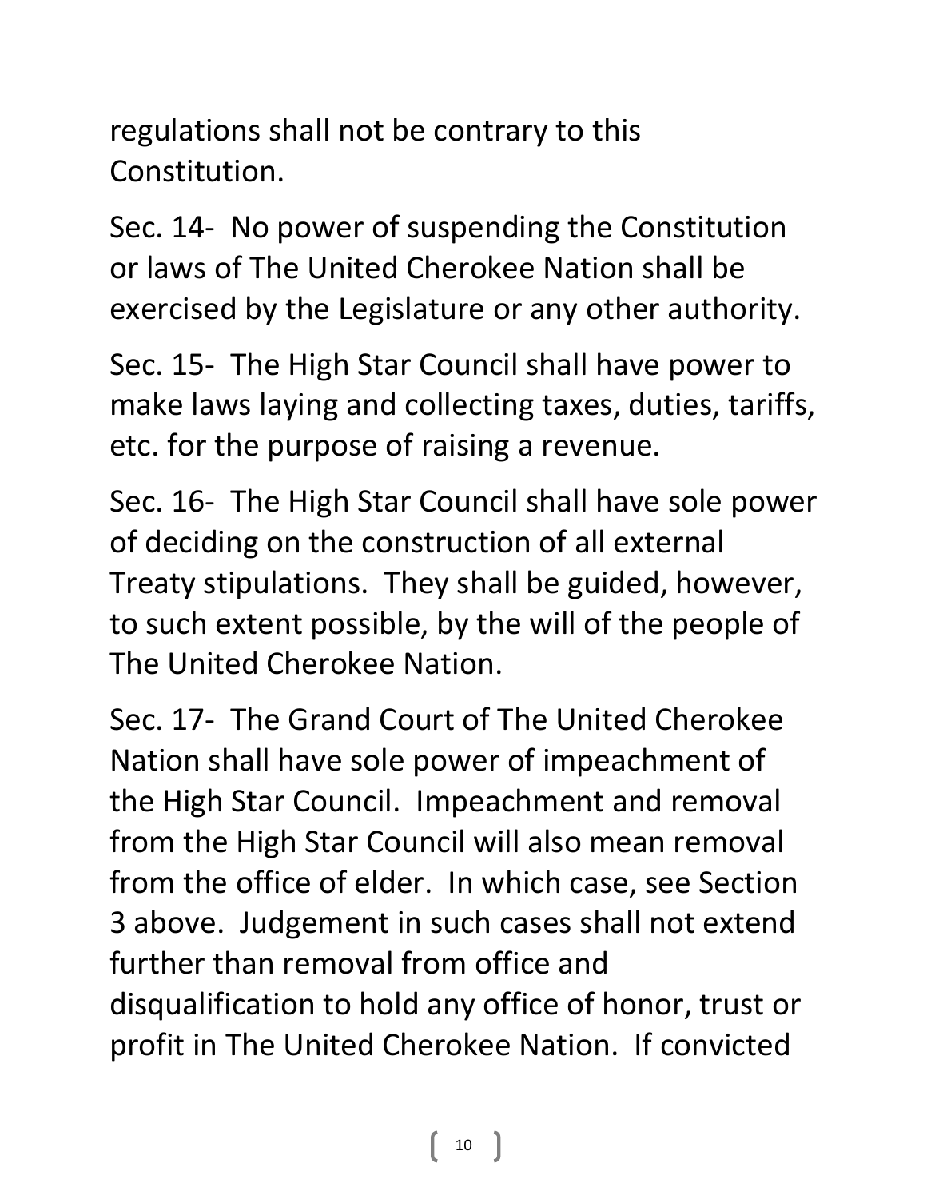regulations shall not be contrary to this Constitution.

Sec. 14- No power of suspending the Constitution or laws of The United Cherokee Nation shall be exercised by the Legislature or any other authority.

Sec. 15- The High Star Council shall have power to make laws laying and collecting taxes, duties, tariffs, etc. for the purpose of raising a revenue.

Sec. 16- The High Star Council shall have sole power of deciding on the construction of all external Treaty stipulations. They shall be guided, however, to such extent possible, by the will of the people of The United Cherokee Nation.

Sec. 17- The Grand Court of The United Cherokee Nation shall have sole power of impeachment of the High Star Council. Impeachment and removal from the High Star Council will also mean removal from the office of elder. In which case, see Section 3 above. Judgement in such cases shall not extend further than removal from office and disqualification to hold any office of honor, trust or profit in The United Cherokee Nation. If convicted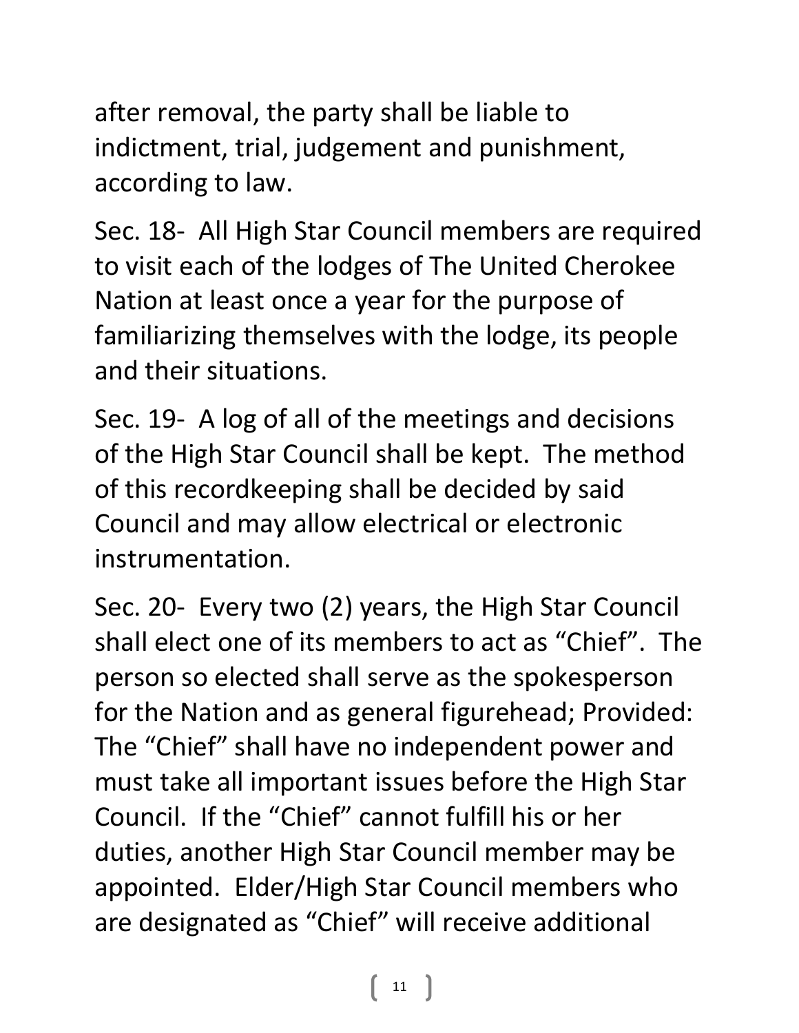after removal, the party shall be liable to indictment, trial, judgement and punishment, according to law.

Sec. 18- All High Star Council members are required to visit each of the lodges of The United Cherokee Nation at least once a year for the purpose of familiarizing themselves with the lodge, its people and their situations.

Sec. 19- A log of all of the meetings and decisions of the High Star Council shall be kept. The method of this recordkeeping shall be decided by said Council and may allow electrical or electronic instrumentation.

Sec. 20- Every two (2) years, the High Star Council shall elect one of its members to act as "Chief". The person so elected shall serve as the spokesperson for the Nation and as general figurehead; Provided: The "Chief" shall have no independent power and must take all important issues before the High Star Council. If the "Chief" cannot fulfill his or her duties, another High Star Council member may be appointed. Elder/High Star Council members who are designated as "Chief" will receive additional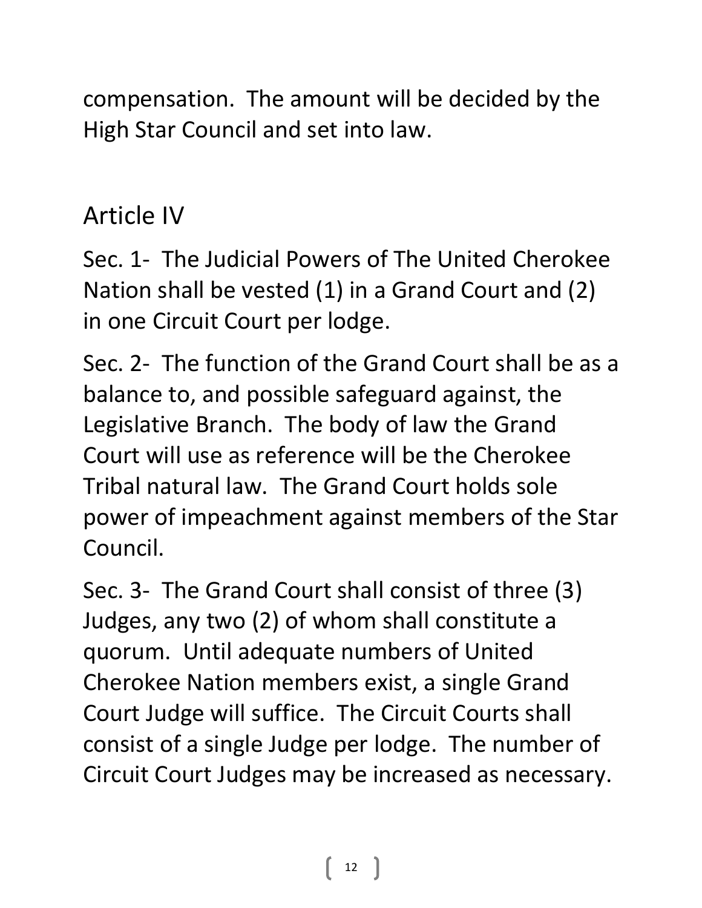compensation. The amount will be decided by the High Star Council and set into law.

## Article IV

Sec. 1- The Judicial Powers of The United Cherokee Nation shall be vested (1) in a Grand Court and (2) in one Circuit Court per lodge.

Sec. 2- The function of the Grand Court shall be as a balance to, and possible safeguard against, the Legislative Branch. The body of law the Grand Court will use as reference will be the Cherokee Tribal natural law. The Grand Court holds sole power of impeachment against members of the Star Council.

Sec. 3- The Grand Court shall consist of three (3) Judges, any two (2) of whom shall constitute a quorum. Until adequate numbers of United Cherokee Nation members exist, a single Grand Court Judge will suffice. The Circuit Courts shall consist of a single Judge per lodge. The number of Circuit Court Judges may be increased as necessary.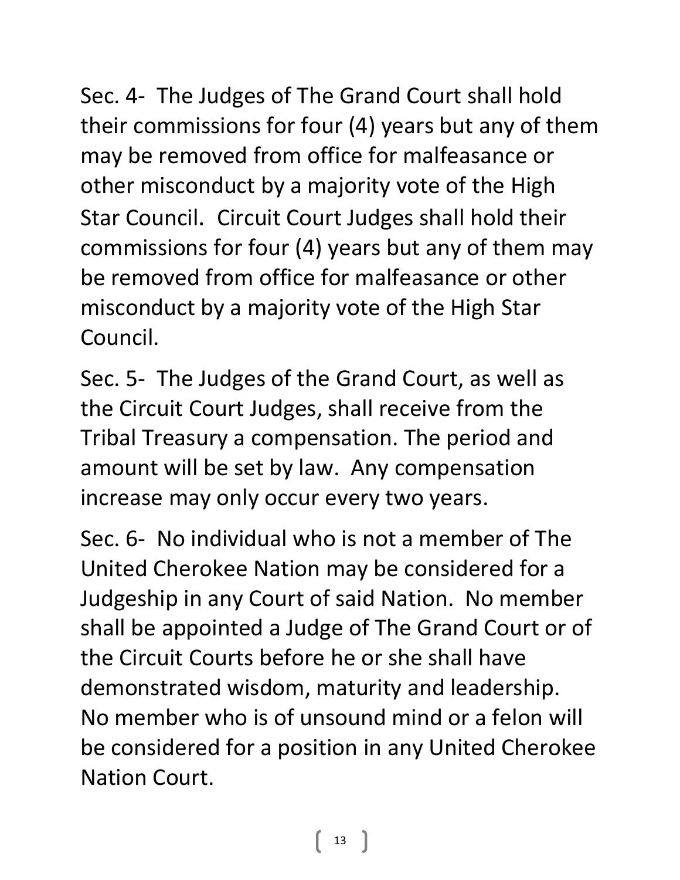Sec. 4- The Judges of The Grand Court shall hold their commissions for four (4) years but any of them may be removed from office for malfeasance or other misconduct by a majority vote of the High Star Council. Circuit Court Judges shall hold their commissions for four (4) years but any of them may be removed from office for malfeasance or other misconduct by a majority vote of the High Star Council.

Sec. 5- The Judges of the Grand Court, as well as the Circuit Court Judges, shall receive from the Tribal Treasury a compensation. The period and amount will be set by law. Any compensation increase may only occur every two years.

Sec. 6- No individual who is not a member of The United Cherokee Nation may be considered for a Judgeship in any Court of said Nation. No member shall be appointed a Judge of The Grand Court or of the Circuit Courts before he or she shall have demonstrated wisdom, maturity and leadership. No member who is of unsound mind or a felon will be considered for a position in any United Cherokee Nation Court.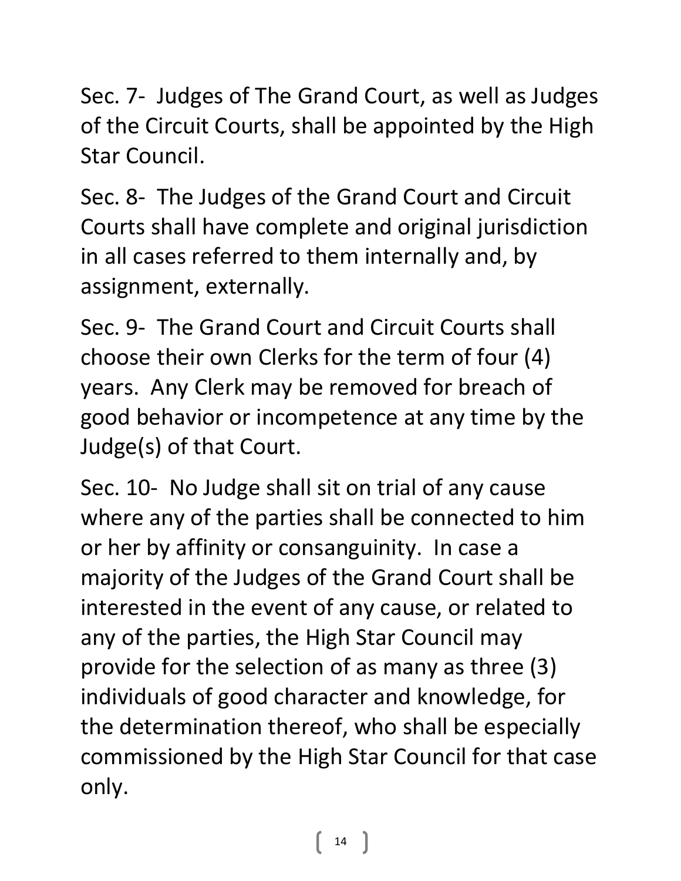Sec. 7- Judges of The Grand Court, as well as Judges of the Circuit Courts, shall be appointed by the High Star Council.

Sec. 8- The Judges of the Grand Court and Circuit Courts shall have complete and original jurisdiction in all cases referred to them internally and, by assignment, externally.

Sec. 9- The Grand Court and Circuit Courts shall choose their own Clerks for the term of four (4) years. Any Clerk may be removed for breach of good behavior or incompetence at any time by the Judge(s) of that Court.

Sec. 10- No Judge shall sit on trial of any cause where any of the parties shall be connected to him or her by affinity or consanguinity. In case a majority of the Judges of the Grand Court shall be interested in the event of any cause, or related to any of the parties, the High Star Council may provide for the selection of as many as three (3) individuals of good character and knowledge, for the determination thereof, who shall be especially commissioned by the High Star Council for that case only.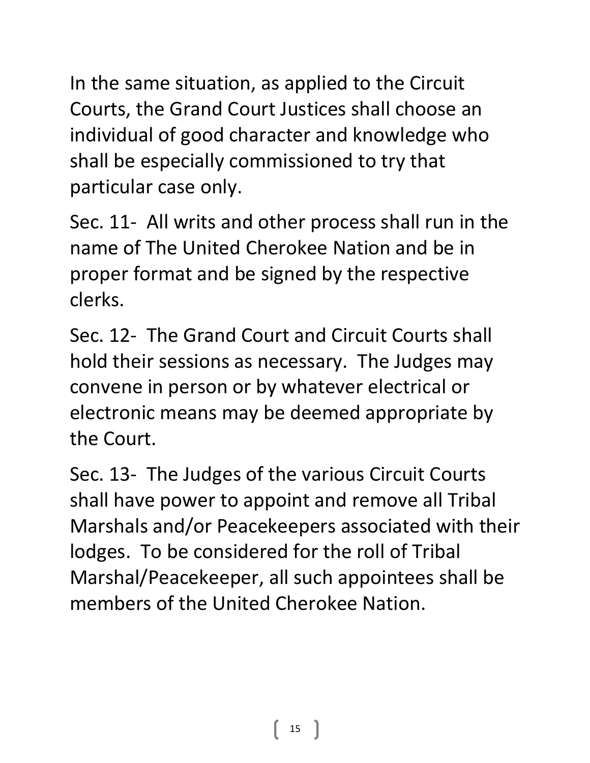In the same situation, as applied to the Circuit Courts, the Grand Court Justices shall choose an individual of good character and knowledge who shall be especially commissioned to try that particular case only.

Sec. 11- All writs and other process shall run in the name of The United Cherokee Nation and be in proper format and be signed by the respective clerks.

Sec. 12- The Grand Court and Circuit Courts shall hold their sessions as necessary. The Judges may convene in person or by whatever electrical or electronic means may be deemed appropriate by the Court.

Sec. 13- The Judges of the various Circuit Courts shall have power to appoint and remove all Tribal Marshals and/or Peacekeepers associated with their lodges. To be considered for the roll of Tribal Marshal/Peacekeeper, all such appointees shall be members of the United Cherokee Nation.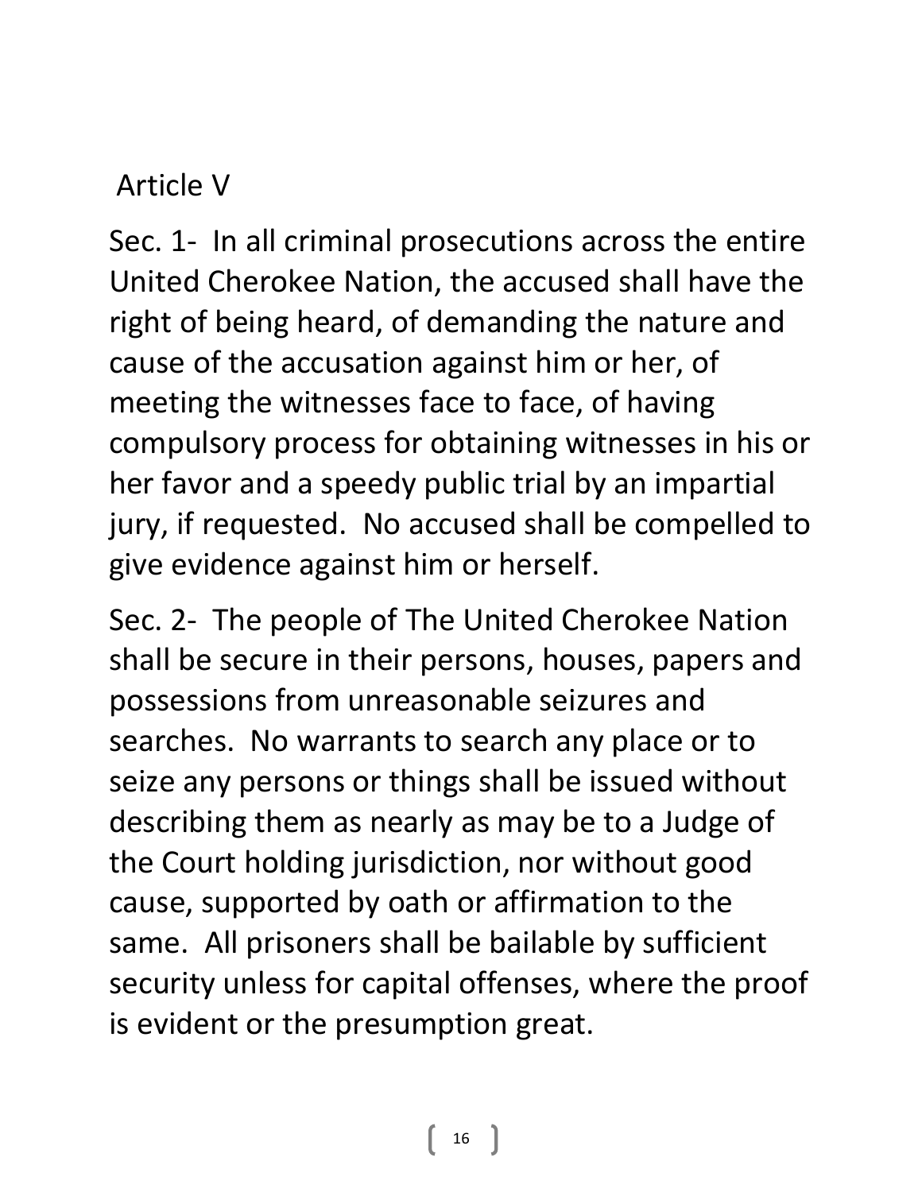## Article V

Sec. 1- In all criminal prosecutions across the entire United Cherokee Nation, the accused shall have the right of being heard, of demanding the nature and cause of the accusation against him or her, of meeting the witnesses face to face, of having compulsory process for obtaining witnesses in his or her favor and a speedy public trial by an impartial jury, if requested. No accused shall be compelled to give evidence against him or herself.

Sec. 2- The people of The United Cherokee Nation shall be secure in their persons, houses, papers and possessions from unreasonable seizures and searches. No warrants to search any place or to seize any persons or things shall be issued without describing them as nearly as may be to a Judge of the Court holding jurisdiction, nor without good cause, supported by oath or affirmation to the same. All prisoners shall be bailable by sufficient security unless for capital offenses, where the proof is evident or the presumption great.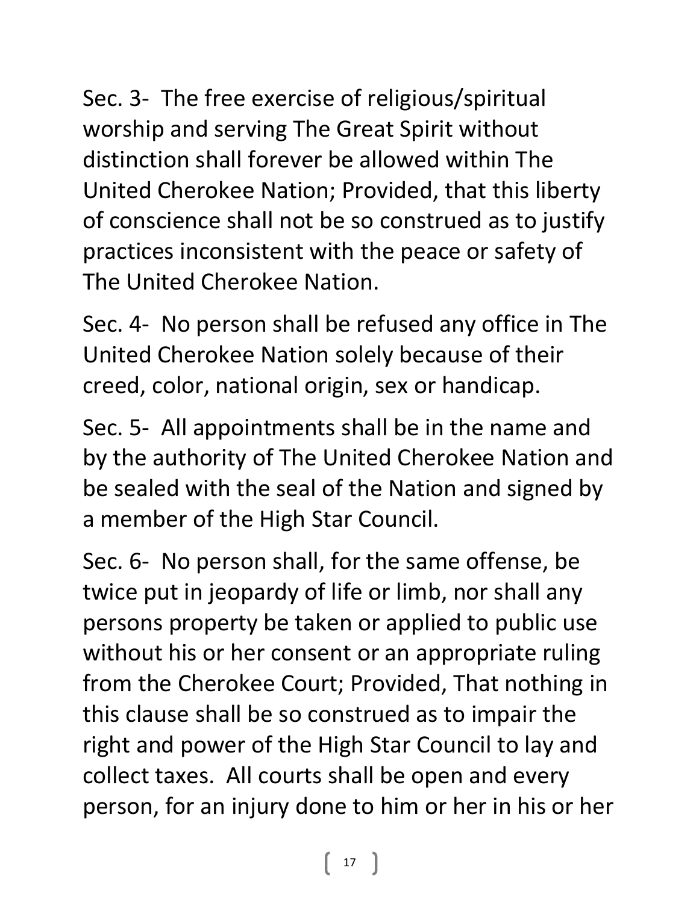Sec. 3- The free exercise of religious/spiritual worship and serving The Great Spirit without distinction shall forever be allowed within The United Cherokee Nation; Provided, that this liberty of conscience shall not be so construed as to justify practices inconsistent with the peace or safety of The United Cherokee Nation.

Sec. 4- No person shall be refused any office in The United Cherokee Nation solely because of their creed, color, national origin, sex or handicap.

Sec. 5- All appointments shall be in the name and by the authority of The United Cherokee Nation and be sealed with the seal of the Nation and signed by a member of the High Star Council.

Sec. 6- No person shall, for the same offense, be twice put in jeopardy of life or limb, nor shall any persons property be taken or applied to public use without his or her consent or an appropriate ruling from the Cherokee Court; Provided, That nothing in this clause shall be so construed as to impair the right and power of the High Star Council to lay and collect taxes. All courts shall be open and every person, for an injury done to him or her in his or her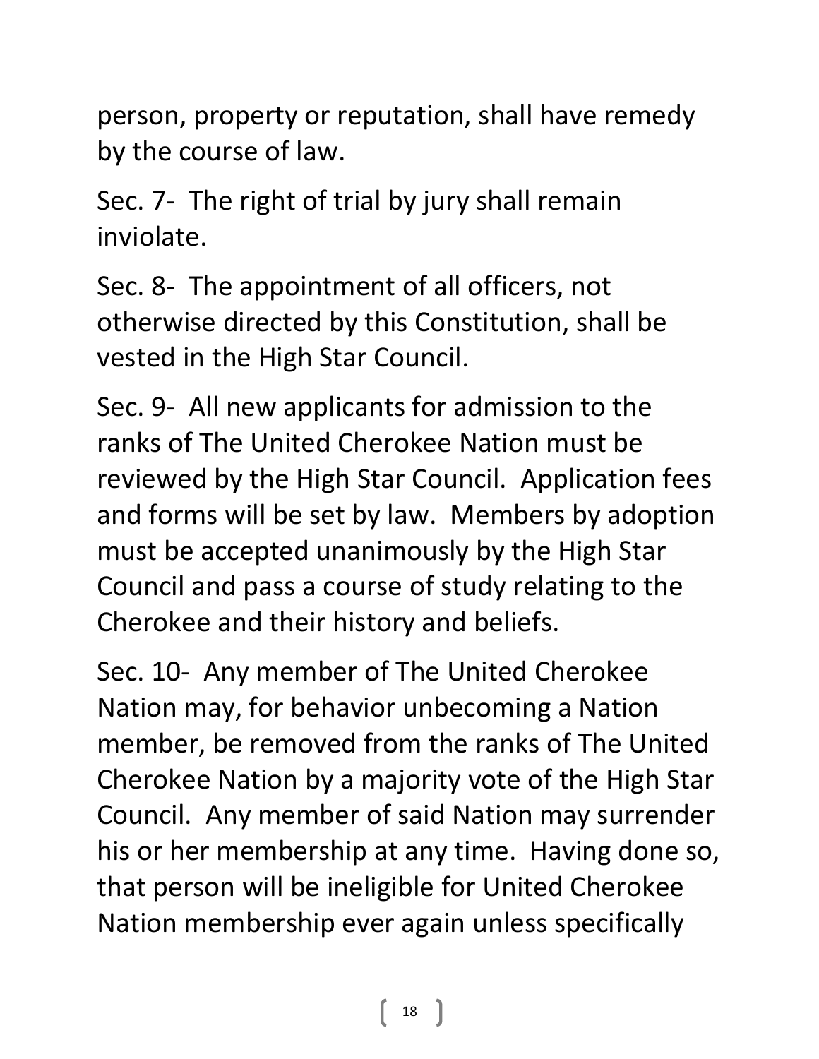person, property or reputation, shall have remedy by the course of law.

Sec. 7- The right of trial by jury shall remain inviolate.

Sec. 8- The appointment of all officers, not otherwise directed by this Constitution, shall be vested in the High Star Council.

Sec. 9- All new applicants for admission to the ranks of The United Cherokee Nation must be reviewed by the High Star Council. Application fees and forms will be set by law. Members by adoption must be accepted unanimously by the High Star Council and pass a course of study relating to the Cherokee and their history and beliefs.

Sec. 10- Any member of The United Cherokee Nation may, for behavior unbecoming a Nation member, be removed from the ranks of The United Cherokee Nation by a majority vote of the High Star Council. Any member of said Nation may surrender his or her membership at any time. Having done so, that person will be ineligible for United Cherokee Nation membership ever again unless specifically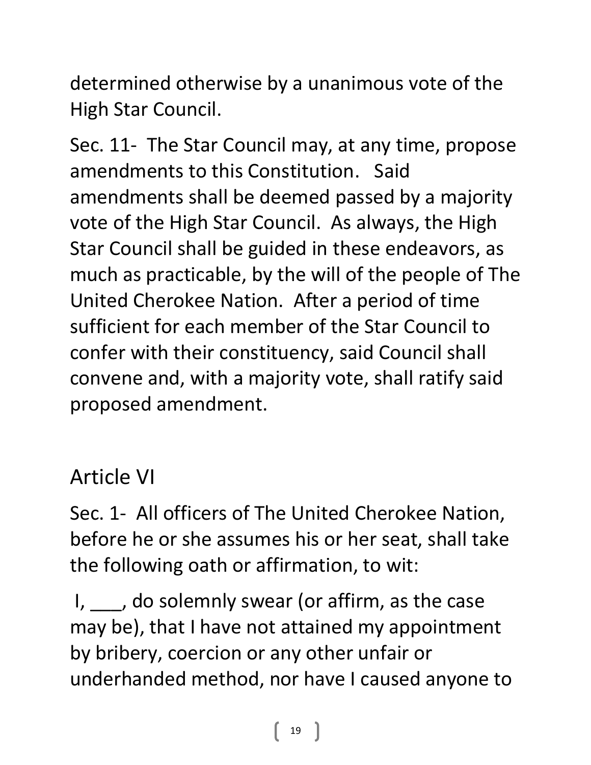determined otherwise by a unanimous vote of the High Star Council.

Sec. 11- The Star Council may, at any time, propose amendments to this Constitution. Said amendments shall be deemed passed by a majority vote of the High Star Council. As always, the High Star Council shall be guided in these endeavors, as much as practicable, by the will of the people of The United Cherokee Nation. After a period of time sufficient for each member of the Star Council to confer with their constituency, said Council shall convene and, with a majority vote, shall ratify said proposed amendment.

## Article VI

Sec. 1- All officers of The United Cherokee Nation, before he or she assumes his or her seat, shall take the following oath or affirmation, to wit:

I, ___, do solemnly swear (or affirm, as the case may be), that I have not attained my appointment by bribery, coercion or any other unfair or underhanded method, nor have I caused anyone to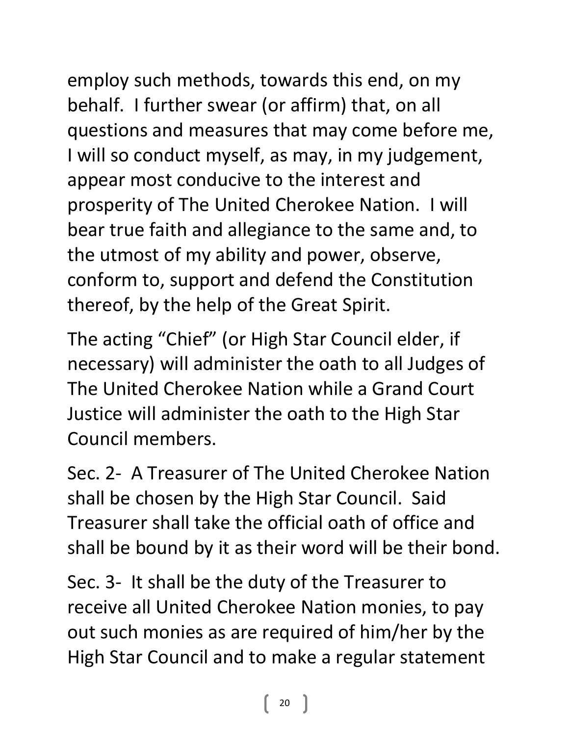employ such methods, towards this end, on my behalf. I further swear (or affirm) that, on all questions and measures that may come before me, I will so conduct myself, as may, in my judgement, appear most conducive to the interest and prosperity of The United Cherokee Nation. I will bear true faith and allegiance to the same and, to the utmost of my ability and power, observe, conform to, support and defend the Constitution thereof, by the help of the Great Spirit.

The acting "Chief" (or High Star Council elder, if necessary) will administer the oath to all Judges of The United Cherokee Nation while a Grand Court Justice will administer the oath to the High Star Council members.

Sec. 2- A Treasurer of The United Cherokee Nation shall be chosen by the High Star Council. Said Treasurer shall take the official oath of office and shall be bound by it as their word will be their bond.

Sec. 3- It shall be the duty of the Treasurer to receive all United Cherokee Nation monies, to pay out such monies as are required of him/her by the High Star Council and to make a regular statement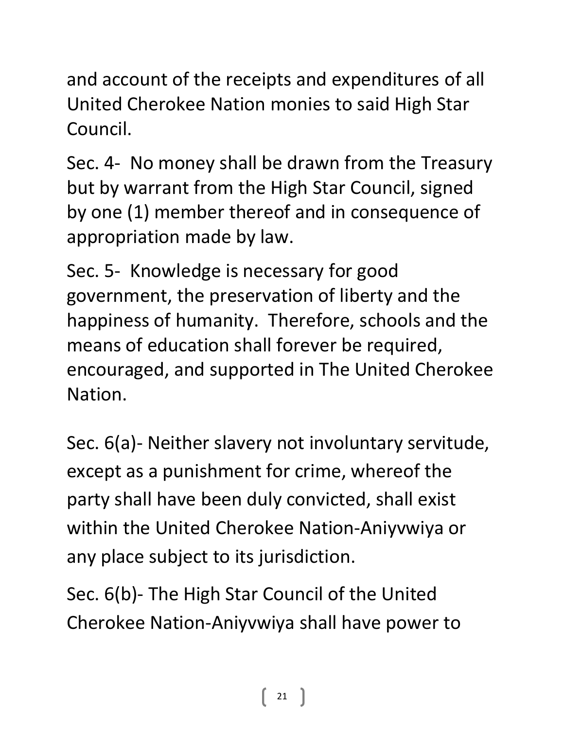and account of the receipts and expenditures of all United Cherokee Nation monies to said High Star Council.

Sec. 4- No money shall be drawn from the Treasury but by warrant from the High Star Council, signed by one (1) member thereof and in consequence of appropriation made by law.

Sec. 5- Knowledge is necessary for good government, the preservation of liberty and the happiness of humanity. Therefore, schools and the means of education shall forever be required, encouraged, and supported in The United Cherokee Nation.

Sec. 6(a)- Neither slavery not involuntary servitude, except as a punishment for crime, whereof the party shall have been duly convicted, shall exist within the United Cherokee Nation-Aniyvwiya or any place subject to its jurisdiction.

Sec. 6(b)- The High Star Council of the United Cherokee Nation-Aniyvwiya shall have power to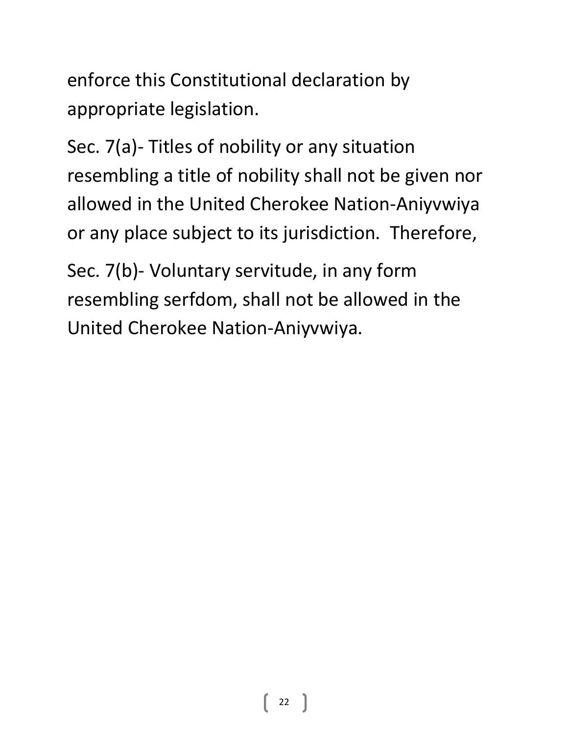enforce this Constitutional declaration by appropriate legislation.

Sec. 7(a)- Titles of nobility or any situation resembling a title of nobility shall not be given nor allowed in the United Cherokee Nation-Aniyvwiya or any place subject to its jurisdiction. Therefore,

Sec. 7(b)- Voluntary servitude, in any form resembling serfdom, shall not be allowed in the United Cherokee Nation-Aniyvwiya.